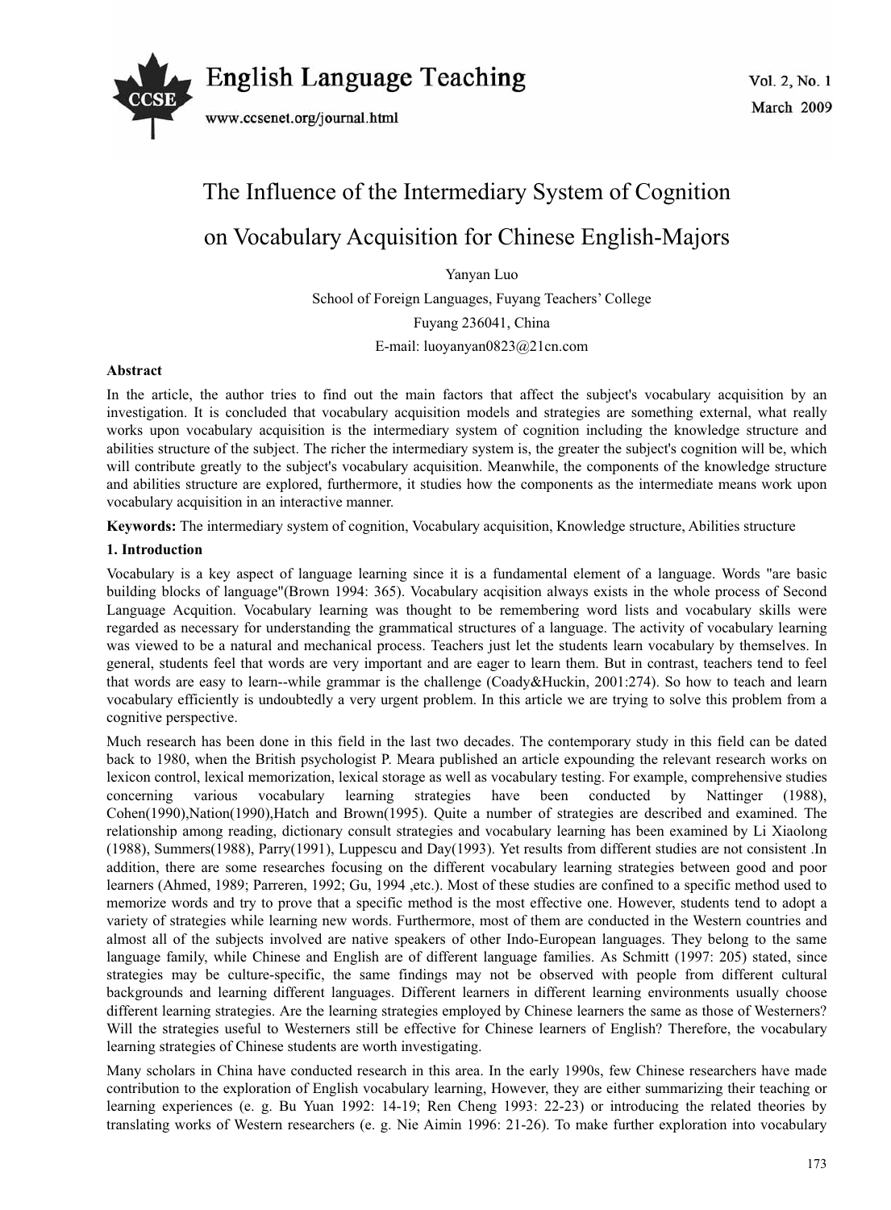# The Influence of the Intermediary System of Cognition on Vocabulary Acquisition for Chinese English-Majors

Yanyan Luo

School of Foreign Languages, Fuyang Teachers' College

Fuyang 236041, China

E-mail: luoyanyan0823@21cn.com

## Abstract

In the article, the author tries to find out the main factors that affect the subject's vocabulary acquisition by an investigation. It is concluded that vocabulary acquisition models and strategies are something external, what really works upon vocabulary acquisition is the intermediary system of cognition including the knowledge structure and abilities structure of the subject. The richer the intermediary system is, the greater the subject's cognition will be, which will contribute greatly to the subject's vocabulary acquisition. Meanwhile, the components of the knowledge structure and abilities structure are explored, furthermore, it studies how the components as the intermediate means work upon vocabulary acquisition in an interactive manner.

**Keywords:** The intermediary system of cognition, Vocabulary acquisition, Knowledge structure, Abilities structure

## 1. Introduction

Vocabulary is a key aspect of language learning since it is a fundamental element of a language. Words "are basic building blocks of language"(Brown 1994: 365). Vocabulary acqisition always exists in the whole process of Second Language Acquition. Vocabulary learning was thought to be remembering word lists and vocabulary skills were regarded as necessary for understanding the grammatical structures of a language. The activity of vocabulary learning was viewed to be a natural and mechanical process. Teachers just let the students learn vocabulary by themselves. In general, students feel that words are very important and are eager to learn them. But in contrast, teachers tend to feel that words are easy to learn--while grammar is the challenge (Coady&Huckin, 2001:274). So how to teach and learn vocabulary efficiently is undoubtedly a very urgent problem. In this article we are trying to solve this problem from a cognitive perspective.

Much research has been done in this field in the last two decades. The contemporary study in this field can be dated back to 1980, when the British psychologist P. Meara published an article expounding the relevant research works on lexicon control, lexical memorization, lexical storage as well as vocabulary testing. For example, comprehensive studies concerning various vocabulary learning strategies have been conducted by Nattinger (1988), Cohen(1990),Nation(1990),Hatch and Brown(1995). Quite a number of strategies are described and examined. The relationship among reading, dictionary consult strategies and vocabulary learning has been examined by Li Xiaolong (1988), Summers(1988), Parry(1991), Luppescu and Day(1993). Yet results from different studies are not consistent .In addition, there are some researches focusing on the different vocabulary learning strategies between good and poor learners (Ahmed, 1989; Parreren, 1992; Gu, 1994 ,etc.). Most of these studies are confined to a specific method used to memorize words and try to prove that a specific method is the most effective one. However, students tend to adopt a variety of strategies while learning new words. Furthermore, most of them are conducted in the Western countries and almost all of the subjects involved are native speakers of other Indo-European languages. They belong to the same language family, while Chinese and English are of different language families. As Schmitt (1997: 205) stated, since strategies may be culture-specific, the same findings may not be observed with people from different cultural backgrounds and learning different languages. Different learners in different learning environments usually choose different learning strategies. Are the learning strategies employed by Chinese learners the same as those of Westerners? Will the strategies useful to Westerners still be effective for Chinese learners of English? Therefore, the vocabulary learning strategies of Chinese students are worth investigating.

Many scholars in China have conducted research in this area. In the early 1990s, few Chinese researchers have made contribution to the exploration of English vocabulary learning, However, they are either summarizing their teaching or learning experiences (e. g. Bu Yuan 1992: 14-19; Ren Cheng 1993: 22-23) or introducing the related theories by translating works of Western researchers (e. g. Nie Aimin 1996: 21-26). To make further exploration into vocabulary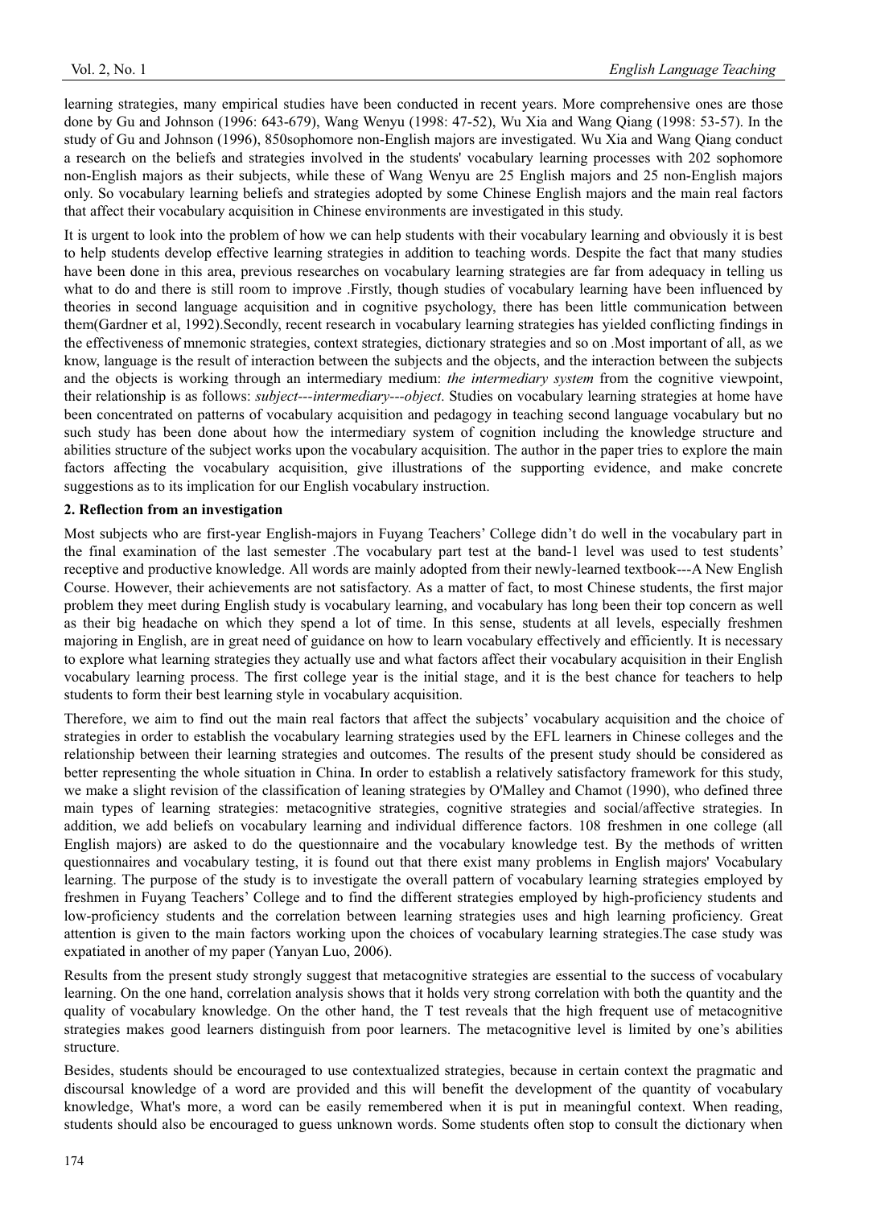learning strategies, many empirical studies have been conducted in recent years. More comprehensive ones are those done by Gu and Johnson (1996: 643-679), Wang Wenyu (1998: 47-52), Wu Xia and Wang Qiang (1998: 53-57). In the study of Gu and Johnson (1996), 850sophomore non-English majors are investigated. Wu Xia and Wang Qiang conduct a research on the beliefs and strategies involved in the students' vocabulary learning processes with 202 sophomore non-English majors as their subjects, while these of Wang Wenyu are 25 English majors and 25 non-English majors only. So vocabulary learning beliefs and strategies adopted by some Chinese English majors and the main real factors that affect their vocabulary acquisition in Chinese environments are investigated in this study.

It is urgent to look into the problem of how we can help students with their vocabulary learning and obviously it is best to help students develop effective learning strategies in addition to teaching words. Despite the fact that many studies have been done in this area, previous researches on vocabulary learning strategies are far from adequacy in telling us what to do and there is still room to improve .Firstly, though studies of vocabulary learning have been influenced by theories in second language acquisition and in cognitive psychology, there has been little communication between them(Gardner et al, 1992).Secondly, recent research in vocabulary learning strategies has yielded conflicting findings in the effectiveness of mnemonic strategies, context strategies, dictionary strategies and so on .Most important of all, as we know, language is the result of interaction between the subjects and the objects, and the interaction between the subjects and the objects is working through an intermediary medium: *the intermediary system* from the cognitive viewpoint, their relationship is as follows: *subject---intermediary---object*. Studies on vocabulary learning strategies at home have been concentrated on patterns of vocabulary acquisition and pedagogy in teaching second language vocabulary but no such study has been done about how the intermediary system of cognition including the knowledge structure and abilities structure of the subject works upon the vocabulary acquisition. The author in the paper tries to explore the main factors affecting the vocabulary acquisition, give illustrations of the supporting evidence, and make concrete suggestions as to its implication for our English vocabulary instruction.

## 2. Reflection from an investigation

Most subjects who are first-year English-majors in Fuyang Teachers' College didn't do well in the vocabulary part in the final examination of the last semester .The vocabulary part test at the band-1 level was used to test students' receptive and productive knowledge. All words are mainly adopted from their newly-learned textbook---A New English Course. However, their achievements are not satisfactory. As a matter of fact, to most Chinese students, the first major problem they meet during English study is vocabulary learning, and vocabulary has long been their top concern as well as their big headache on which they spend a lot of time. In this sense, students at all levels, especially freshmen majoring in English, are in great need of guidance on how to learn vocabulary effectively and efficiently. It is necessary to explore what learning strategies they actually use and what factors affect their vocabulary acquisition in their English vocabulary learning process. The first college year is the initial stage, and it is the best chance for teachers to help students to form their best learning style in vocabulary acquisition.

Therefore, we aim to find out the main real factors that affect the subjects' vocabulary acquisition and the choice of strategies in order to establish the vocabulary learning strategies used by the EFL learners in Chinese colleges and the relationship between their learning strategies and outcomes. The results of the present study should be considered as better representing the whole situation in China. In order to establish a relatively satisfactory framework for this study, we make a slight revision of the classification of leaning strategies by O'Malley and Chamot (1990), who defined three main types of learning strategies: metacognitive strategies, cognitive strategies and social/affective strategies. In addition, we add beliefs on vocabulary learning and individual difference factors. 108 freshmen in one college (all English majors) are asked to do the questionnaire and the vocabulary knowledge test. By the methods of written questionnaires and vocabulary testing, it is found out that there exist many problems in English majors' Vocabulary learning. The purpose of the study is to investigate the overall pattern of vocabulary learning strategies employed by freshmen in Fuyang Teachers' College and to find the different strategies employed by high-proficiency students and low-proficiency students and the correlation between learning strategies uses and high learning proficiency. Great attention is given to the main factors working upon the choices of vocabulary learning strategies.The case study was expatiated in another of my paper (Yanyan Luo, 2006).

Results from the present study strongly suggest that metacognitive strategies are essential to the success of vocabulary learning. On the one hand, correlation analysis shows that it holds very strong correlation with both the quantity and the quality of vocabulary knowledge. On the other hand, the T test reveals that the high frequent use of metacognitive strategies makes good learners distinguish from poor learners. The metacognitive level is limited by one's abilities structure.

Besides, students should be encouraged to use contextualized strategies, because in certain context the pragmatic and discoursal knowledge of a word are provided and this will benefit the development of the quantity of vocabulary knowledge, What's more, a word can be easily remembered when it is put in meaningful context. When reading, students should also be encouraged to guess unknown words. Some students often stop to consult the dictionary when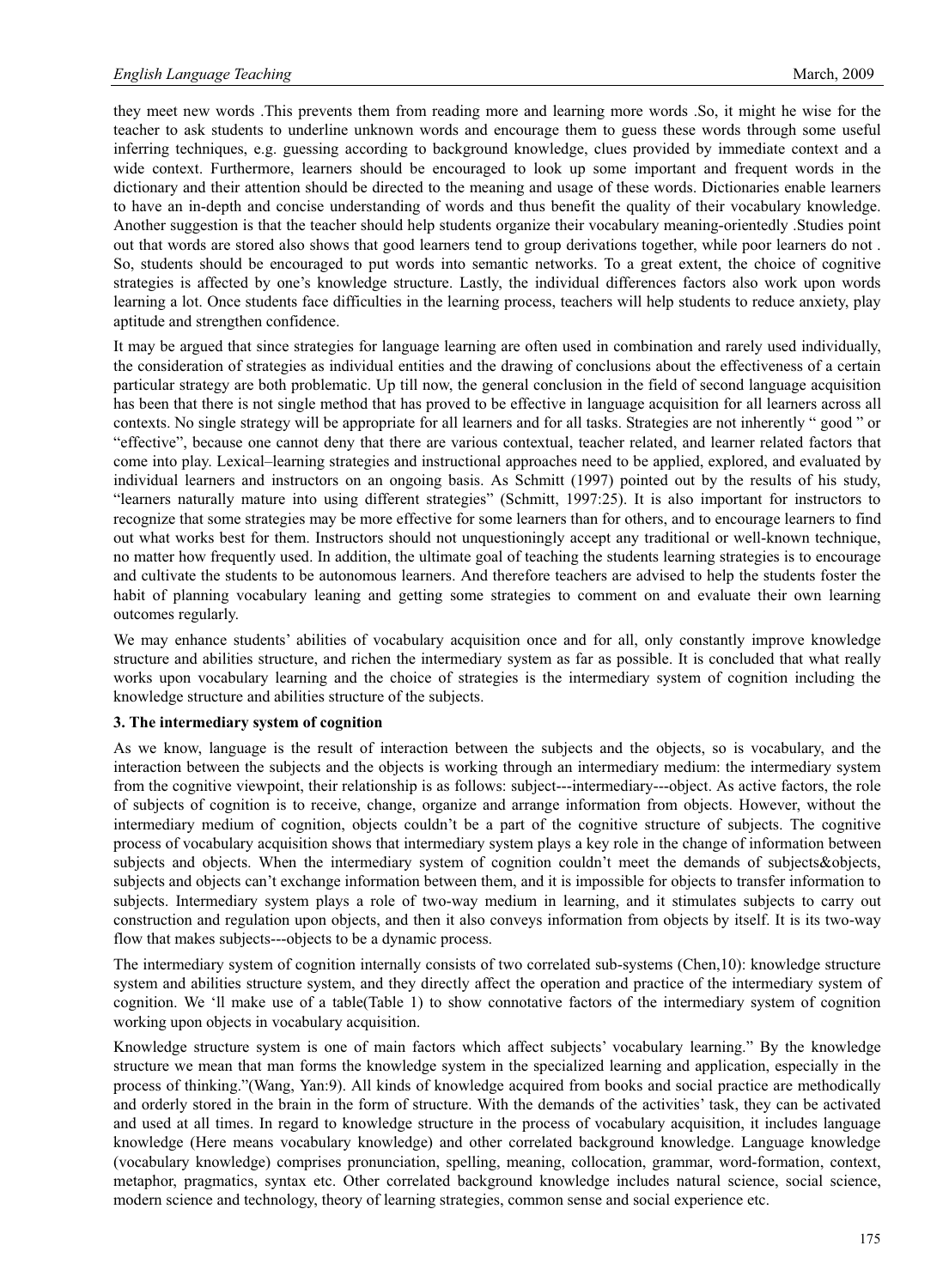they meet new words .This prevents them from reading more and learning more words .So, it might he wise for the teacher to ask students to underline unknown words and encourage them to guess these words through some useful inferring techniques, e.g. guessing according to background knowledge, clues provided by immediate context and a wide context. Furthermore, learners should be encouraged to look up some important and frequent words in the dictionary and their attention should be directed to the meaning and usage of these words. Dictionaries enable learners to have an in-depth and concise understanding of words and thus benefit the quality of their vocabulary knowledge. Another suggestion is that the teacher should help students organize their vocabulary meaning-orientedly .Studies point out that words are stored also shows that good learners tend to group derivations together, while poor learners do not . So, students should be encouraged to put words into semantic networks. To a great extent, the choice of cognitive strategies is affected by one's knowledge structure. Lastly, the individual differences factors also work upon words learning a lot. Once students face difficulties in the learning process, teachers will help students to reduce anxiety, play aptitude and strengthen confidence.

It may be argued that since strategies for language learning are often used in combination and rarely used individually, the consideration of strategies as individual entities and the drawing of conclusions about the effectiveness of a certain particular strategy are both problematic. Up till now, the general conclusion in the field of second language acquisition has been that there is not single method that has proved to be effective in language acquisition for all learners across all contexts. No single strategy will be appropriate for all learners and for all tasks. Strategies are not inherently " good " or "effective", because one cannot deny that there are various contextual, teacher related, and learner related factors that come into play. Lexical–learning strategies and instructional approaches need to be applied, explored, and evaluated by individual learners and instructors on an ongoing basis. As Schmitt (1997) pointed out by the results of his study, "learners naturally mature into using different strategies" (Schmitt, 1997:25). It is also important for instructors to recognize that some strategies may be more effective for some learners than for others, and to encourage learners to find out what works best for them. Instructors should not unquestioningly accept any traditional or well-known technique, no matter how frequently used. In addition, the ultimate goal of teaching the students learning strategies is to encourage and cultivate the students to be autonomous learners. And therefore teachers are advised to help the students foster the habit of planning vocabulary leaning and getting some strategies to comment on and evaluate their own learning outcomes regularly.

We may enhance students' abilities of vocabulary acquisition once and for all, only constantly improve knowledge structure and abilities structure, and richen the intermediary system as far as possible. It is concluded that what really works upon vocabulary learning and the choice of strategies is the intermediary system of cognition including the knowledge structure and abilities structure of the subjects.

### 3. The intermediary system of cognition

As we know, language is the result of interaction between the subjects and the objects, so is vocabulary, and the interaction between the subjects and the objects is working through an intermediary medium: the intermediary system from the cognitive viewpoint, their relationship is as follows: subject---intermediary---object. As active factors, the role of subjects of cognition is to receive, change, organize and arrange information from objects. However, without the intermediary medium of cognition, objects couldn't be a part of the cognitive structure of subjects. The cognitive process of vocabulary acquisition shows that intermediary system plays a key role in the change of information between subjects and objects. When the intermediary system of cognition couldn't meet the demands of subjects&objects, subjects and objects can't exchange information between them, and it is impossible for objects to transfer information to subjects. Intermediary system plays a role of two-way medium in learning, and it stimulates subjects to carry out construction and regulation upon objects, and then it also conveys information from objects by itself. It is its two-way flow that makes subjects---objects to be a dynamic process.

The intermediary system of cognition internally consists of two correlated sub-systems (Chen,10): knowledge structure system and abilities structure system, and they directly affect the operation and practice of the intermediary system of cognition. We 'll make use of a table(Table 1) to show connotative factors of the intermediary system of cognition working upon objects in vocabulary acquisition.

Knowledge structure system is one of main factors which affect subjects' vocabulary learning." By the knowledge structure we mean that man forms the knowledge system in the specialized learning and application, especially in the process of thinking."(Wang, Yan:9). All kinds of knowledge acquired from books and social practice are methodically and orderly stored in the brain in the form of structure. With the demands of the activities' task, they can be activated and used at all times. In regard to knowledge structure in the process of vocabulary acquisition, it includes language knowledge (Here means vocabulary knowledge) and other correlated background knowledge. Language knowledge (vocabulary knowledge) comprises pronunciation, spelling, meaning, collocation, grammar, word-formation, context, metaphor, pragmatics, syntax etc. Other correlated background knowledge includes natural science, social science, modern science and technology, theory of learning strategies, common sense and social experience etc.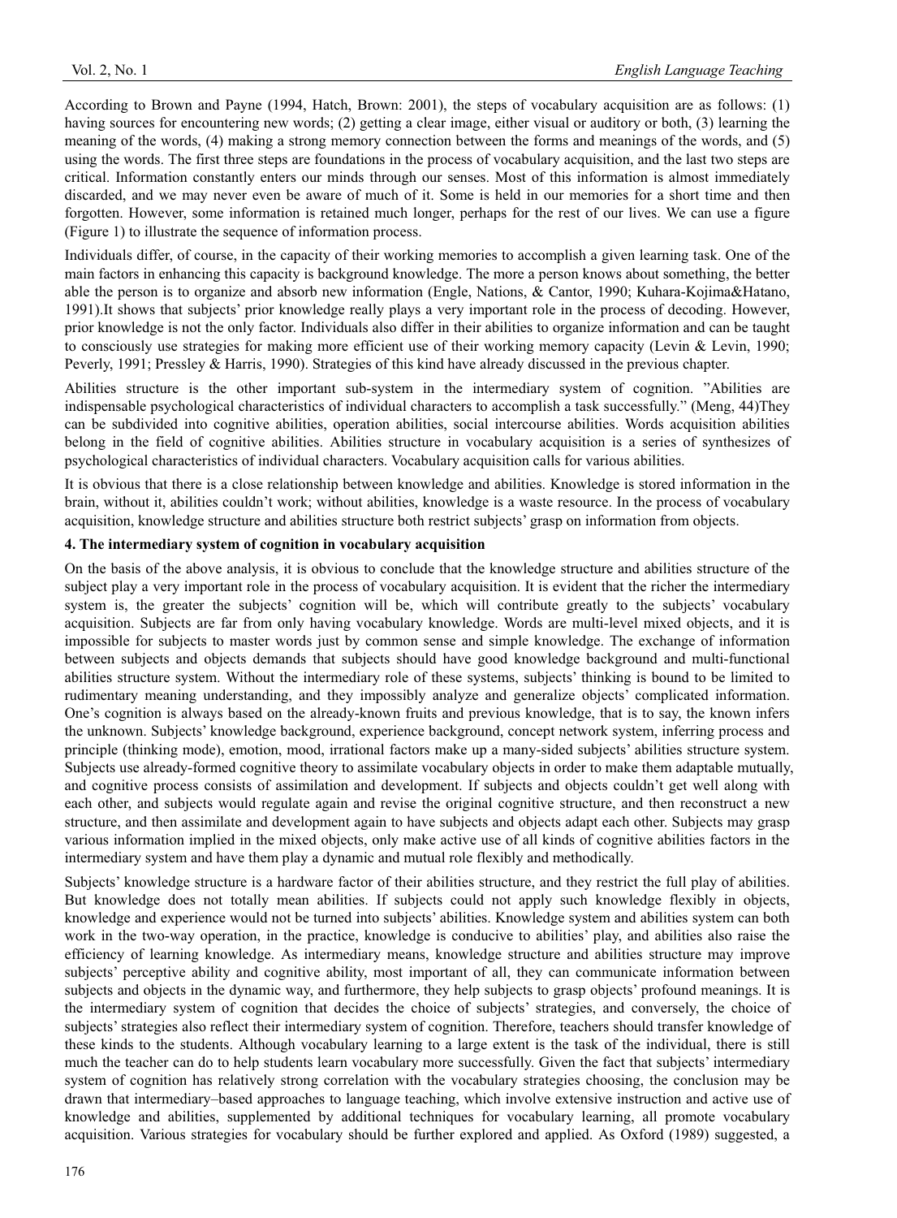According to Brown and Payne (1994, Hatch, Brown: 2001), the steps of vocabulary acquisition are as follows: (1) having sources for encountering new words; (2) getting a clear image, either visual or auditory or both, (3) learning the meaning of the words, (4) making a strong memory connection between the forms and meanings of the words, and (5) using the words. The first three steps are foundations in the process of vocabulary acquisition, and the last two steps are critical. Information constantly enters our minds through our senses. Most of this information is almost immediately discarded, and we may never even be aware of much of it. Some is held in our memories for a short time and then forgotten. However, some information is retained much longer, perhaps for the rest of our lives. We can use a figure (Figure 1) to illustrate the sequence of information process.

Individuals differ, of course, in the capacity of their working memories to accomplish a given learning task. One of the main factors in enhancing this capacity is background knowledge. The more a person knows about something, the better able the person is to organize and absorb new information (Engle, Nations, & Cantor, 1990; Kuhara-Kojima&Hatano, 1991).It shows that subjects' prior knowledge really plays a very important role in the process of decoding. However, prior knowledge is not the only factor. Individuals also differ in their abilities to organize information and can be taught to consciously use strategies for making more efficient use of their working memory capacity (Levin & Levin, 1990; Peverly, 1991; Pressley & Harris, 1990). Strategies of this kind have already discussed in the previous chapter.

Abilities structure is the other important sub-system in the intermediary system of cognition. "Abilities are indispensable psychological characteristics of individual characters to accomplish a task successfully." (Meng, 44)They can be subdivided into cognitive abilities, operation abilities, social intercourse abilities. Words acquisition abilities belong in the field of cognitive abilities. Abilities structure in vocabulary acquisition is a series of synthesizes of psychological characteristics of individual characters. Vocabulary acquisition calls for various abilities.

It is obvious that there is a close relationship between knowledge and abilities. Knowledge is stored information in the brain, without it, abilities couldn't work; without abilities, knowledge is a waste resource. In the process of vocabulary acquisition, knowledge structure and abilities structure both restrict subjects' grasp on information from objects.

**4. The intermediary system of cognition in vocabulary acquisition**

On the basis of the above analysis, it is obvious to conclude that the knowledge structure and abilities structure of the subject play a very important role in the process of vocabulary acquisition. It is evident that the richer the intermediary system is, the greater the subjects' cognition will be, which will contribute greatly to the subjects' vocabulary acquisition. Subjects are far from only having vocabulary knowledge. Words are multi-level mixed objects, and it is impossible for subjects to master words just by common sense and simple knowledge. The exchange of information between subjects and objects demands that subjects should have good knowledge background and multi-functional abilities structure system. Without the intermediary role of these systems, subjects' thinking is bound to be limited to rudimentary meaning understanding, and they impossibly analyze and generalize objects' complicated information. One's cognition is always based on the already-known fruits and previous knowledge, that is to say, the known infers the unknown. Subjects' knowledge background, experience background, concept network system, inferring process and principle (thinking mode), emotion, mood, irrational factors make up a many-sided subjects' abilities structure system. Subjects use already-formed cognitive theory to assimilate vocabulary objects in order to make them adaptable mutually, and cognitive process consists of assimilation and development. If subjects and objects couldn't get well along with each other, and subjects would regulate again and revise the original cognitive structure, and then reconstruct a new structure, and then assimilate and development again to have subjects and objects adapt each other. Subjects may grasp various information implied in the mixed objects, only make active use of all kinds of cognitive abilities factors in the intermediary system and have them play a dynamic and mutual role flexibly and methodically.

Subjects' knowledge structure is a hardware factor of their abilities structure, and they restrict the full play of abilities. But knowledge does not totally mean abilities. If subjects could not apply such knowledge flexibly in objects, knowledge and experience would not be turned into subjects' abilities. Knowledge system and abilities system can both work in the two-way operation, in the practice, knowledge is conducive to abilities' play, and abilities also raise the efficiency of learning knowledge. As intermediary means, knowledge structure and abilities structure may improve subjects' perceptive ability and cognitive ability, most important of all, they can communicate information between subjects and objects in the dynamic way, and furthermore, they help subjects to grasp objects' profound meanings. It is the intermediary system of cognition that decides the choice of subjects' strategies, and conversely, the choice of subjects' strategies also reflect their intermediary system of cognition. Therefore, teachers should transfer knowledge of these kinds to the students. Although vocabulary learning to a large extent is the task of the individual, there is still much the teacher can do to help students learn vocabulary more successfully. Given the fact that subjects' intermediary system of cognition has relatively strong correlation with the vocabulary strategies choosing, the conclusion may be drawn that intermediary–based approaches to language teaching, which involve extensive instruction and active use of knowledge and abilities, supplemented by additional techniques for vocabulary learning, all promote vocabulary acquisition. Various strategies for vocabulary should be further explored and applied. As Oxford (1989) suggested, a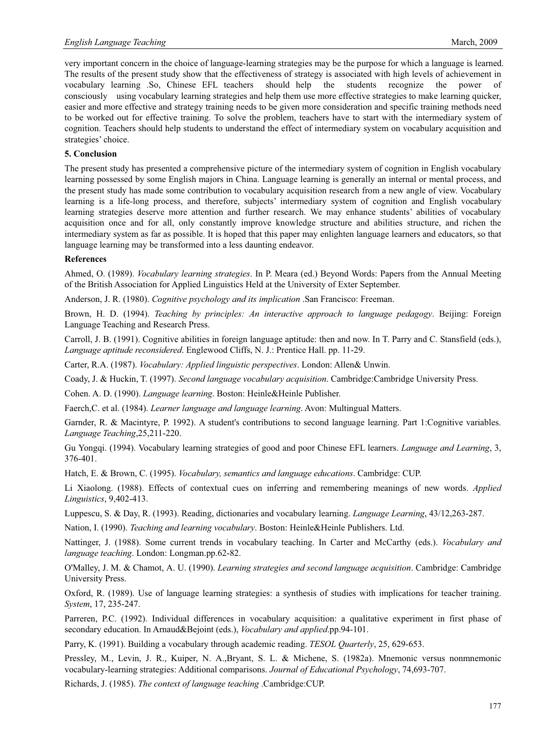very important concern in the choice of language-learning strategies may be the purpose for which a language is learned. The results of the present study show that the effectiveness of strategy is associated with high levels of achievement in vocabulary learning .So, Chinese EFL teachers should help the students recognize the power of consciously using vocabulary learning strategies and help them use more effective strategies to make learning quicker, easier and more effective and strategy training needs to be given more consideration and specific training methods need to be worked out for effective training. To solve the problem, teachers have to start with the intermediary system of cognition. Teachers should help students to understand the effect of intermediary system on vocabulary acquisition and strategies' choice.

**5. Conclusion**

The present study has presented a comprehensive picture of the intermediary system of cognition in English vocabulary learning possessed by some English majors in China. Language learning is generally an internal or mental process, and the present study has made some contribution to vocabulary acquisition research from a new angle of view. Vocabulary learning is a life-long process, and therefore, subjects' intermediary system of cognition and English vocabulary learning strategies deserve more attention and further research. We may enhance students' abilities of vocabulary acquisition once and for all, only constantly improve knowledge structure and abilities structure, and richen the intermediary system as far as possible. It is hoped that this paper may enlighten language learners and educators, so that language learning may be transformed into a less daunting endeavor.

**References**

Ahmed, O. (1989). *Vocabulary learning strategies*. In P. Meara (ed.) Beyond Words: Papers from the Annual Meeting of the British Association for Applied Linguistics Held at the University of Exter September.

Anderson, J. R. (1980). *Cognitive psychology and its implication* .San Francisco: Freeman.

Brown, H. D. (1994). *Teaching by principles: An interactive approach to language pedagogy*. Beijing: Foreign Language Teaching and Research Press.

Carroll, J. B. (1991). Cognitive abilities in foreign language aptitude: then and now. In T. Parry and C. Stansfield (eds.), *Language aptitude reconsidered*. Englewood Cliffs, N. J.: Prentice Hall. pp. 11-29.

Carter, R.A. (1987). *Vocabulary: Applied linguistic perspectives*. London: Allen& Unwin.

Coady, J. & Huckin, T. (1997). *Second language vocabulary acquisition*. Cambridge:Cambridge University Press.

Cohen. A. D. (1990). *Language learning*. Boston: Heinle&Heinle Publisher.

Faerch,C. et al. (1984). *Learner language and language learning*. Avon: Multingual Matters.

Garnder, R. & Macintyre, P. 1992). A student's contributions to second language learning. Part 1:Cognitive variables. *Language Teaching*,25,211-220.

Gu Yongqi. (1994). Vocabulary learning strategies of good and poor Chinese EFL learners. *Language and Learning*, 3, 376-401.

Hatch, E. & Brown, C. (1995). *Vocabulary, semantics and language educations*. Cambridge: CUP.

Li Xiaolong. (1988). Effects of contextual cues on inferring and remembering meanings of new words. *Applied Linguistics*, 9,402-413.

Luppescu, S. & Day, R. (1993). Reading, dictionaries and vocabulary learning. *Language Learning*, 43/12,263-287.

Nation, I. (1990). *Teaching and learning vocabulary*. Boston: Heinle&Heinle Publishers. Ltd.

Nattinger, J. (1988). Some current trends in vocabulary teaching. In Carter and McCarthy (eds.). *Vocabulary and language teaching*. London: Longman.pp.62-82.

O'Malley, J. M. & Chamot, A. U. (1990). *Learning strategies and second language acquisition*. Cambridge: Cambridge University Press.

Oxford, R. (1989). Use of language learning strategies: a synthesis of studies with implications for teacher training. *System*, 17, 235-247.

Parreren, P.C. (1992). Individual differences in vocabulary acquisition: a qualitative experiment in first phase of secondary education. In Arnaud&Bejoint (eds.), *Vocabulary and applied*.pp.94-101.

Parry, K. (1991). Building a vocabulary through academic reading. *TESOL Quarterly*, 25, 629-653.

Pressley, M., Levin, J. R., Kuiper, N. A.,Bryant, S. L. & Michene, S. (1982a). Mnemonic versus nonmnemonic vocabulary-learning strategies: Additional comparisons. *Journal of Educational Psychology*, 74,693-707.

Richards, J. (1985). *The context of language teaching* .Cambridge:CUP.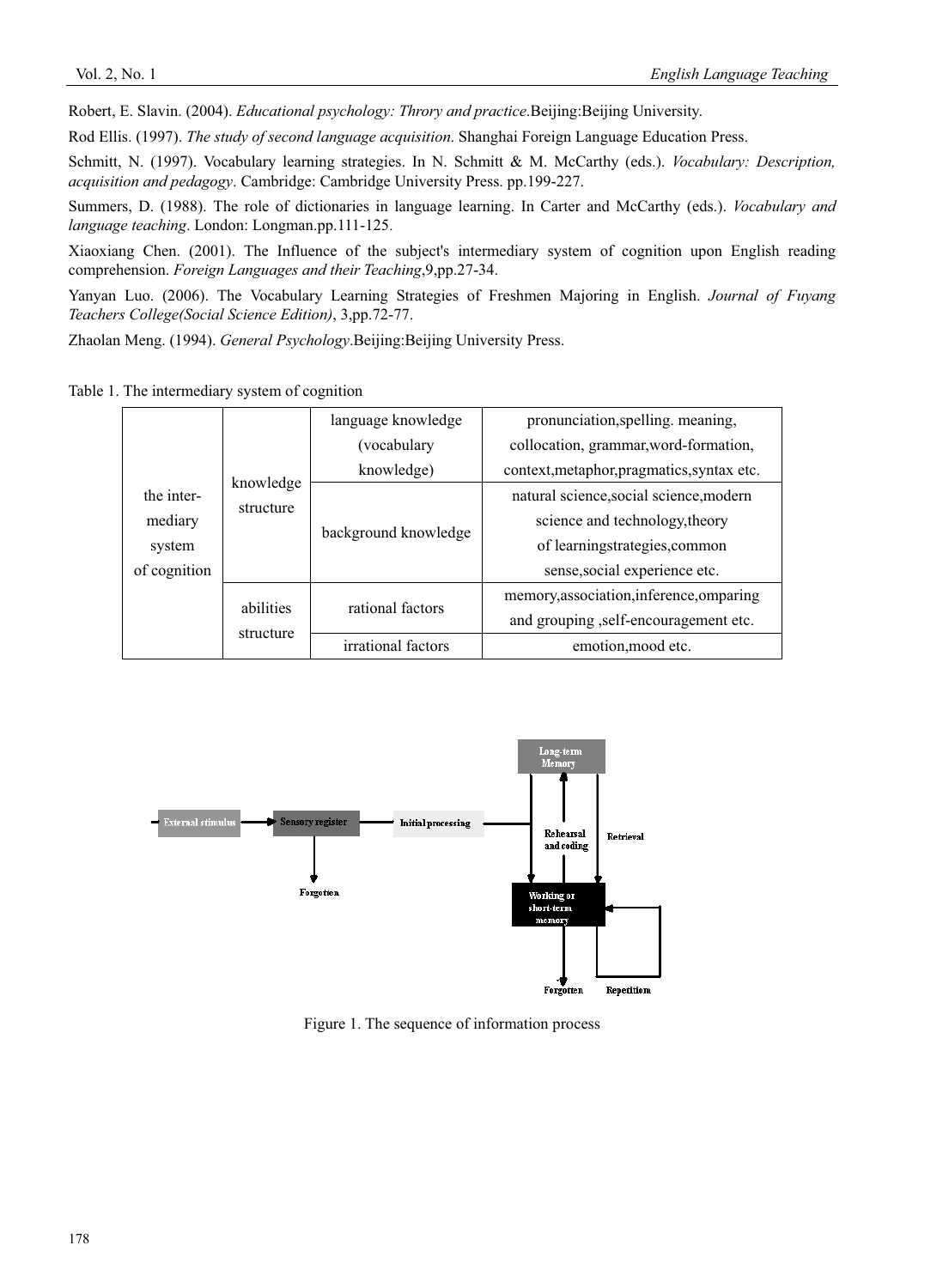Robert, E. Slavin. (2004). *Educational psychology: Throry and practice*.Beijing:Beijing University.

Rod Ellis. (1997). *The study of second language acquisition*. Shanghai Foreign Language Education Press.

Schmitt, N. (1997). Vocabulary learning strategies. In N. Schmitt & M. McCarthy (eds.). *Vocabulary: Description, acquisition and pedagogy*. Cambridge: Cambridge University Press. pp.199-227.

Summers, D. (1988). The role of dictionaries in language learning. In Carter and McCarthy (eds.). *Vocabulary and language teaching*. London: Longman.pp.111-125.

Xiaoxiang Chen. (2001). The Influence of the subject's intermediary system of cognition upon English reading comprehension. *Foreign Languages and their Teaching*,9,pp.27-34.

Yanyan Luo. (2006). The Vocabulary Learning Strategies of Freshmen Majoring in English. *Journal of Fuyang Teachers College(Social Science Edition)*, 3,pp.72-77.

Zhaolan Meng. (1994). *General Psychology*.Beijing:Beijing University Press.

Table 1. The intermediary system of cognition

| | | | |
|---|---|---|---|
| the inter-mediary system of cognition | knowledge structure | language knowledge (vocabulary knowledge) | pronunciation,spelling. meaning, collocation, grammar,word-formation, context,metaphor,pragmatics,syntax etc. |
| | | background knowledge | natural science,social science,modern science and technology,theory of learningstrategies,common sense,social experience etc. |
| | abilities structure | rational factors | memory,association,inference,omparing and grouping ,self-encouragement etc. |
| | | irrational factors | emotion,mood etc. |

Long-term Memory

External stimulus

Sensory register

Initial processing

Rehearsal and coding

Retrieval

Forgotten

Working or short-term memory

Forgotten

Repetition

Figure 1. The sequence of information process